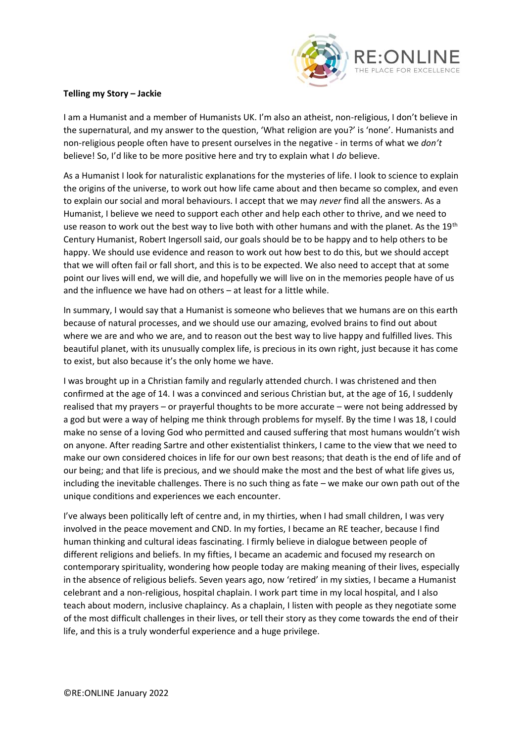**Telling my Story – Jackie**

I am a Humanist and a member of Humanists UK. I'm also an atheist, non-religious, I don't believe in the supernatural, and my answer to the question, 'What religion are you?' is 'none'. Humanists and non-religious people often have to present ourselves in the negative - in terms of what we *don't* believe! So, I'd like to be more positive here and try to explain what I *do* believe.

As a Humanist I look for naturalistic explanations for the mysteries of life. I look to science to explain the origins of the universe, to work out how life came about and then became so complex, and even to explain our social and moral behaviours. I accept that we may *never* find all the answers. As a Humanist, I believe we need to support each other and help each other to thrive, and we need to use reason to work out the best way to live both with other humans and with the planet. As the 19th Century Humanist, Robert Ingersoll said, our goals should be to be happy and to help others to be happy. We should use evidence and reason to work out how best to do this, but we should accept that we will often fail or fall short, and this is to be expected. We also need to accept that at some point our lives will end, we will die, and hopefully we will live on in the memories people have of us and the influence we have had on others – at least for a little while.

In summary, I would say that a Humanist is someone who believes that we humans are on this earth because of natural processes, and we should use our amazing, evolved brains to find out about where we are and who we are, and to reason out the best way to live happy and fulfilled lives. This beautiful planet, with its unusually complex life, is precious in its own right, just because it has come to exist, but also because it's the only home we have.

I was brought up in a Christian family and regularly attended church. I was christened and then confirmed at the age of 14. I was a convinced and serious Christian but, at the age of 16, I suddenly realised that my prayers – or prayerful thoughts to be more accurate – were not being addressed by a god but were a way of helping me think through problems for myself. By the time I was 18, I could make no sense of a loving God who permitted and caused suffering that most humans wouldn't wish on anyone. After reading Sartre and other existentialist thinkers, I came to the view that we need to make our own considered choices in life for our own best reasons; that death is the end of life and of our being; and that life is precious, and we should make the most and the best of what life gives us, including the inevitable challenges. There is no such thing as fate – we make our own path out of the unique conditions and experiences we each encounter.

I've always been politically left of centre and, in my thirties, when I had small children, I was very involved in the peace movement and CND. In my forties, I became an RE teacher, because I find human thinking and cultural ideas fascinating. I firmly believe in dialogue between people of different religions and beliefs. In my fifties, I became an academic and focused my research on contemporary spirituality, wondering how people today are making meaning of their lives, especially in the absence of religious beliefs. Seven years ago, now 'retired' in my sixties, I became a Humanist celebrant and a non-religious, hospital chaplain. I work part time in my local hospital, and I also teach about modern, inclusive chaplaincy. As a chaplain, I listen with people as they negotiate some of the most difficult challenges in their lives, or tell their story as they come towards the end of their life, and this is a truly wonderful experience and a huge privilege.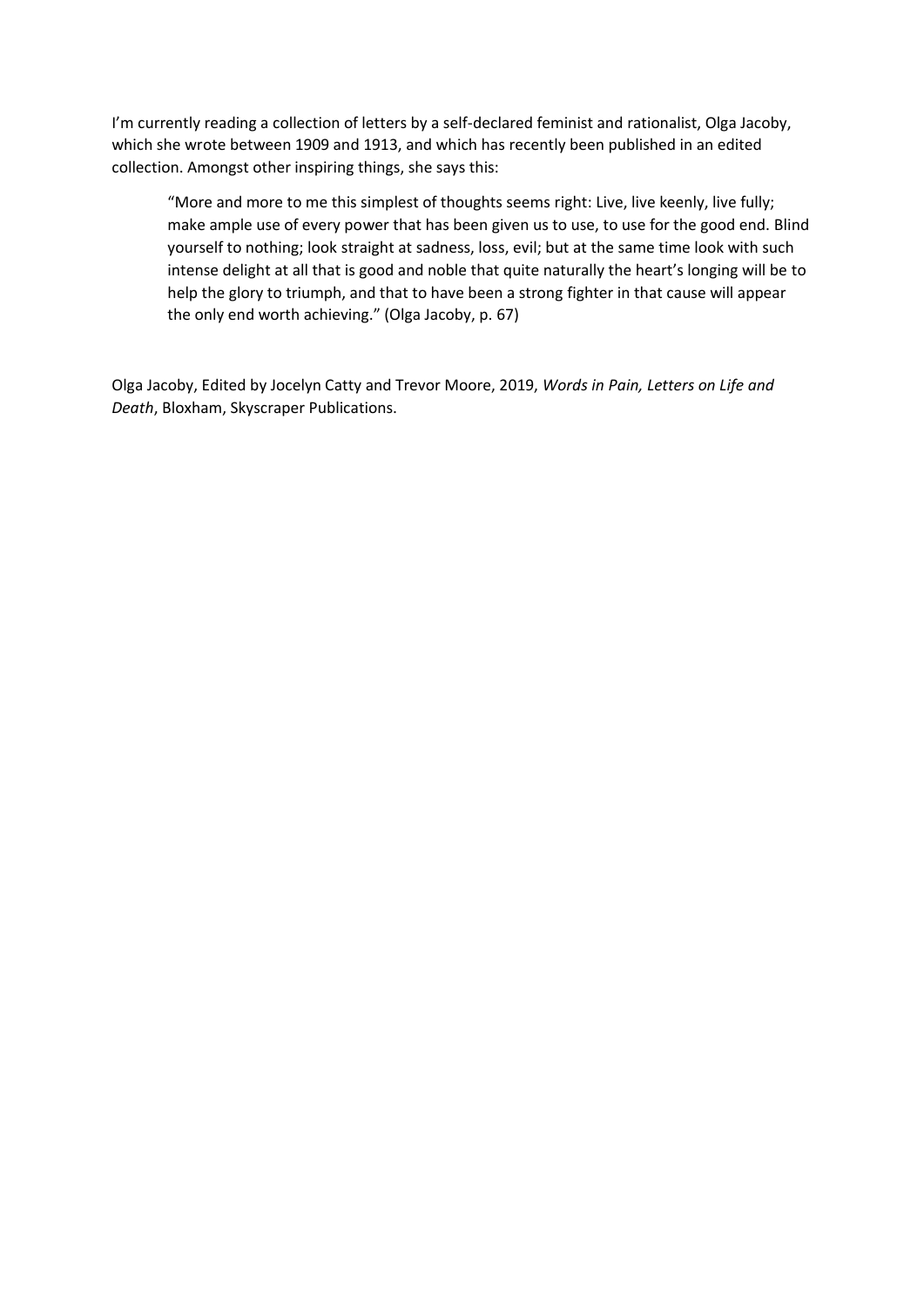I'm currently reading a collection of letters by a self-declared feminist and rationalist, Olga Jacoby, which she wrote between 1909 and 1913, and which has recently been published in an edited collection. Amongst other inspiring things, she says this:

> "More and more to me this simplest of thoughts seems right: Live, live keenly, live fully; make ample use of every power that has been given us to use, to use for the good end. Blind yourself to nothing; look straight at sadness, loss, evil; but at the same time look with such intense delight at all that is good and noble that quite naturally the heart's longing will be to help the glory to triumph, and that to have been a strong fighter in that cause will appear the only end worth achieving." (Olga Jacoby, p. 67)

Olga Jacoby, Edited by Jocelyn Catty and Trevor Moore, 2019, *Words in Pain, Letters on Life and Death*, Bloxham, Skyscraper Publications.